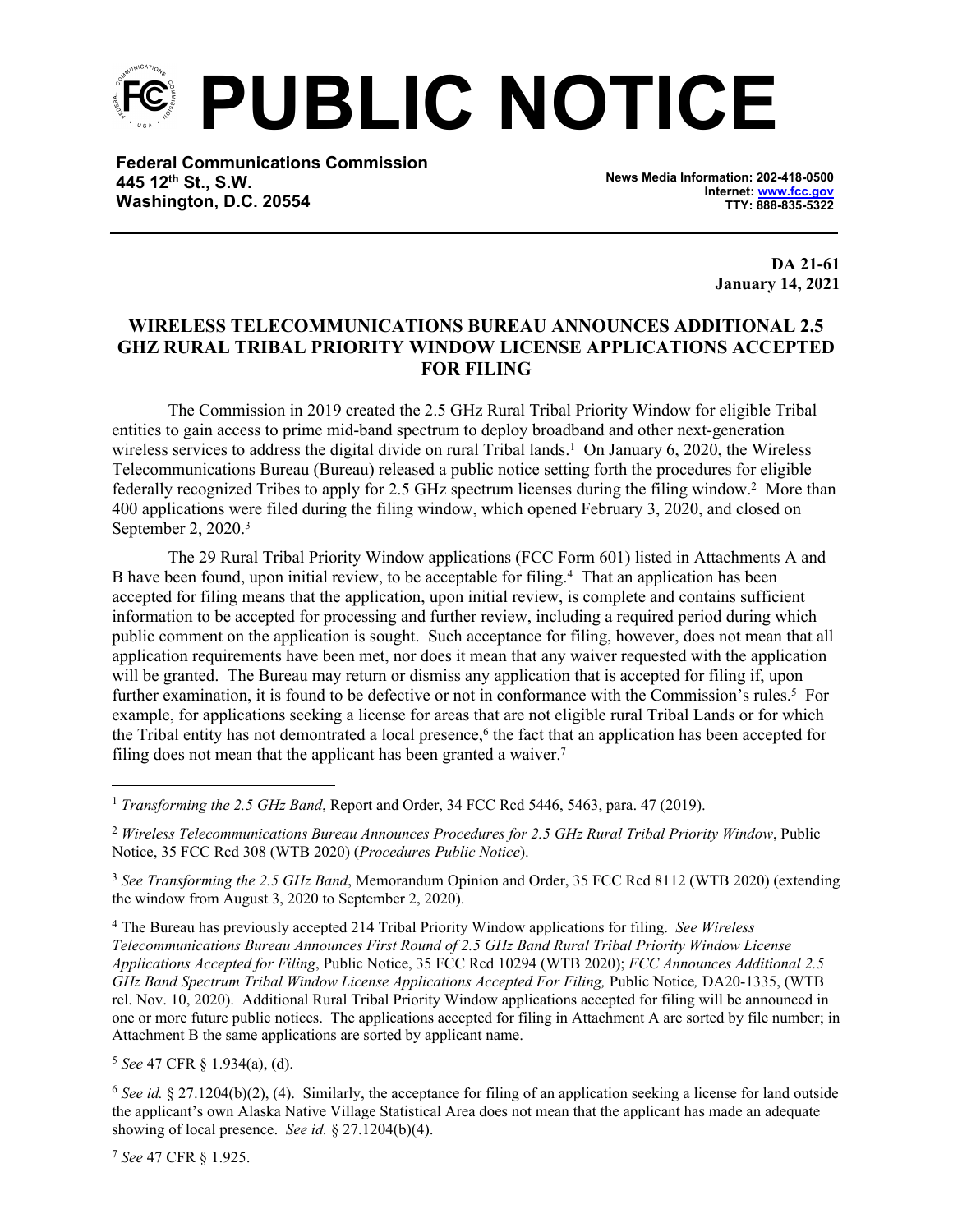# PUBLIC NOTICE

**Federal Communications Commission**
**445 12th St., S.W.**
**Washington, D.C. 20554**

**News Media Information: 202-418-0500**
**Internet: www.fcc.gov**
**TTY: 888-835-5322**

**DA 21-61**
**January 14, 2021**

## WIRELESS TELECOMMUNICATIONS BUREAU ANNOUNCES ADDITIONAL 2.5 GHZ RURAL TRIBAL PRIORITY WINDOW LICENSE APPLICATIONS ACCEPTED FOR FILING

The Commission in 2019 created the 2.5 GHz Rural Tribal Priority Window for eligible Tribal entities to gain access to prime mid-band spectrum to deploy broadband and other next-generation wireless services to address the digital divide on rural Tribal lands.[1] On January 6, 2020, the Wireless Telecommunications Bureau (Bureau) released a public notice setting forth the procedures for eligible federally recognized Tribes to apply for 2.5 GHz spectrum licenses during the filing window.[2] More than 400 applications were filed during the filing window, which opened February 3, 2020, and closed on September 2, 2020.[3]

The 29 Rural Tribal Priority Window applications (FCC Form 601) listed in Attachments A and B have been found, upon initial review, to be acceptable for filing.[4] That an application has been accepted for filing means that the application, upon initial review, is complete and contains sufficient information to be accepted for processing and further review, including a required period during which public comment on the application is sought. Such acceptance for filing, however, does not mean that all application requirements have been met, nor does it mean that any waiver requested with the application will be granted. The Bureau may return or dismiss any application that is accepted for filing if, upon further examination, it is found to be defective or not in conformance with the Commission's rules.[5] For example, for applications seeking a license for areas that are not eligible rural Tribal Lands or for which the Tribal entity has not demontrated a local presence,[6] the fact that an application has been accepted for filing does not mean that the applicant has been granted a waiver.[7]

---

[1] *Transforming the 2.5 GHz Band*, Report and Order, 34 FCC Rcd 5446, 5463, para. 47 (2019).

[2] *Wireless Telecommunications Bureau Announces Procedures for 2.5 GHz Rural Tribal Priority Window*, Public Notice, 35 FCC Rcd 308 (WTB 2020) (*Procedures Public Notice*).

[3] *See Transforming the 2.5 GHz Band*, Memorandum Opinion and Order, 35 FCC Rcd 8112 (WTB 2020) (extending the window from August 3, 2020 to September 2, 2020).

[4] The Bureau has previously accepted 214 Tribal Priority Window applications for filing. *See Wireless Telecommunications Bureau Announces First Round of 2.5 GHz Band Rural Tribal Priority Window License Applications Accepted for Filing*, Public Notice, 35 FCC Rcd 10294 (WTB 2020); *FCC Announces Additional 2.5 GHz Band Spectrum Tribal Window License Applications Accepted For Filing,* Public Notice*,* DA20-1335, (WTB rel. Nov. 10, 2020). Additional Rural Tribal Priority Window applications accepted for filing will be announced in one or more future public notices. The applications accepted for filing in Attachment A are sorted by file number; in Attachment B the same applications are sorted by applicant name.

[5] *See* 47 CFR § 1.934(a), (d).

[6] *See id.* § 27.1204(b)(2), (4). Similarly, the acceptance for filing of an application seeking a license for land outside the applicant's own Alaska Native Village Statistical Area does not mean that the applicant has made an adequate showing of local presence. *See id.* § 27.1204(b)(4).

[7] *See* 47 CFR § 1.925.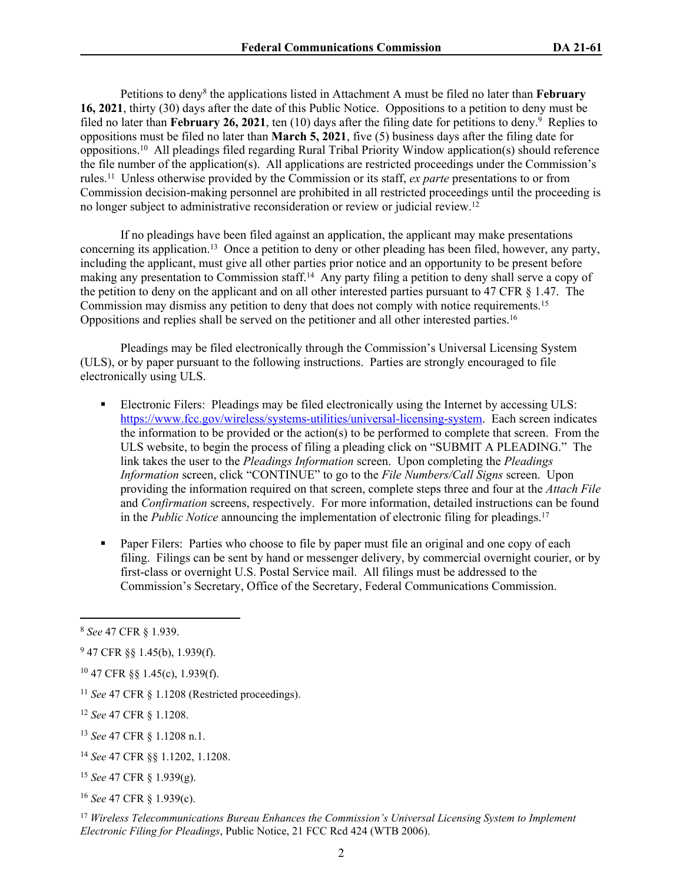Petitions to deny[8] the applications listed in Attachment A must be filed no later than **February 16, 2021**, thirty (30) days after the date of this Public Notice. Oppositions to a petition to deny must be filed no later than **February 26, 2021**, ten (10) days after the filing date for petitions to deny.[9] Replies to oppositions must be filed no later than **March 5, 2021**, five (5) business days after the filing date for oppositions.[10] All pleadings filed regarding Rural Tribal Priority Window application(s) should reference the file number of the application(s). All applications are restricted proceedings under the Commission's rules.[11] Unless otherwise provided by the Commission or its staff, *ex parte* presentations to or from Commission decision-making personnel are prohibited in all restricted proceedings until the proceeding is no longer subject to administrative reconsideration or review or judicial review.[12]

If no pleadings have been filed against an application, the applicant may make presentations concerning its application.[13] Once a petition to deny or other pleading has been filed, however, any party, including the applicant, must give all other parties prior notice and an opportunity to be present before making any presentation to Commission staff.[14] Any party filing a petition to deny shall serve a copy of the petition to deny on the applicant and on all other interested parties pursuant to 47 CFR § 1.47. The Commission may dismiss any petition to deny that does not comply with notice requirements.[15] Oppositions and replies shall be served on the petitioner and all other interested parties.[16]

Pleadings may be filed electronically through the Commission's Universal Licensing System (ULS), or by paper pursuant to the following instructions. Parties are strongly encouraged to file electronically using ULS.

- Electronic Filers: Pleadings may be filed electronically using the Internet by accessing ULS: https://www.fcc.gov/wireless/systems-utilities/universal-licensing-system. Each screen indicates the information to be provided or the action(s) to be performed to complete that screen. From the ULS website, to begin the process of filing a pleading click on "SUBMIT A PLEADING." The link takes the user to the *Pleadings Information* screen. Upon completing the *Pleadings Information* screen, click "CONTINUE" to go to the *File Numbers/Call Signs* screen. Upon providing the information required on that screen, complete steps three and four at the *Attach File* and *Confirmation* screens, respectively. For more information, detailed instructions can be found in the *Public Notice* announcing the implementation of electronic filing for pleadings.[17]

- Paper Filers: Parties who choose to file by paper must file an original and one copy of each filing. Filings can be sent by hand or messenger delivery, by commercial overnight courier, or by first-class or overnight U.S. Postal Service mail. All filings must be addressed to the Commission's Secretary, Office of the Secretary, Federal Communications Commission.

---

[8] *See* 47 CFR § 1.939.

[9] 47 CFR §§ 1.45(b), 1.939(f).

[10] 47 CFR §§ 1.45(c), 1.939(f).

[11] *See* 47 CFR § 1.1208 (Restricted proceedings).

[12] *See* 47 CFR § 1.1208.

[13] *See* 47 CFR § 1.1208 n.1.

[14] *See* 47 CFR §§ 1.1202, 1.1208.

[15] *See* 47 CFR § 1.939(g).

[16] *See* 47 CFR § 1.939(c).

[17] *Wireless Telecommunications Bureau Enhances the Commission's Universal Licensing System to Implement Electronic Filing for Pleadings*, Public Notice, 21 FCC Rcd 424 (WTB 2006).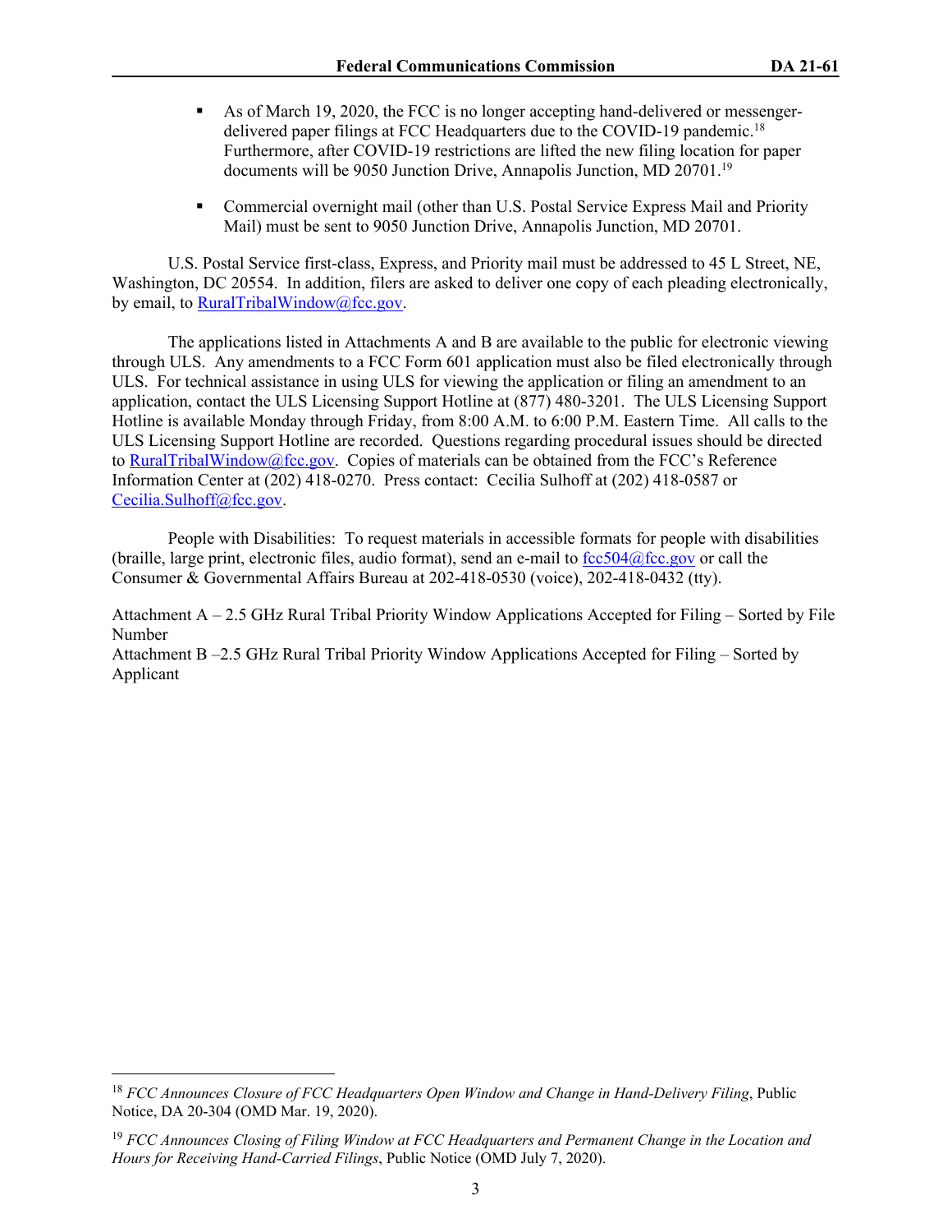- As of March 19, 2020, the FCC is no longer accepting hand-delivered or messenger-delivered paper filings at FCC Headquarters due to the COVID-19 pandemic.[18] Furthermore, after COVID-19 restrictions are lifted the new filing location for paper documents will be 9050 Junction Drive, Annapolis Junction, MD 20701.[19]

- Commercial overnight mail (other than U.S. Postal Service Express Mail and Priority Mail) must be sent to 9050 Junction Drive, Annapolis Junction, MD 20701.

U.S. Postal Service first-class, Express, and Priority mail must be addressed to 45 L Street, NE, Washington, DC 20554. In addition, filers are asked to deliver one copy of each pleading electronically, by email, to RuralTribalWindow@fcc.gov.

The applications listed in Attachments A and B are available to the public for electronic viewing through ULS. Any amendments to a FCC Form 601 application must also be filed electronically through ULS. For technical assistance in using ULS for viewing the application or filing an amendment to an application, contact the ULS Licensing Support Hotline at (877) 480-3201. The ULS Licensing Support Hotline is available Monday through Friday, from 8:00 A.M. to 6:00 P.M. Eastern Time. All calls to the ULS Licensing Support Hotline are recorded. Questions regarding procedural issues should be directed to RuralTribalWindow@fcc.gov. Copies of materials can be obtained from the FCC's Reference Information Center at (202) 418-0270. Press contact: Cecilia Sulhoff at (202) 418-0587 or Cecilia.Sulhoff@fcc.gov.

People with Disabilities: To request materials in accessible formats for people with disabilities (braille, large print, electronic files, audio format), send an e-mail to fcc504@fcc.gov or call the Consumer & Governmental Affairs Bureau at 202-418-0530 (voice), 202-418-0432 (tty).

Attachment A – 2.5 GHz Rural Tribal Priority Window Applications Accepted for Filing – Sorted by File Number
Attachment B –2.5 GHz Rural Tribal Priority Window Applications Accepted for Filing – Sorted by Applicant

---

[18] *FCC Announces Closure of FCC Headquarters Open Window and Change in Hand-Delivery Filing*, Public Notice, DA 20-304 (OMD Mar. 19, 2020).

[19] *FCC Announces Closing of Filing Window at FCC Headquarters and Permanent Change in the Location and Hours for Receiving Hand-Carried Filings*, Public Notice (OMD July 7, 2020).